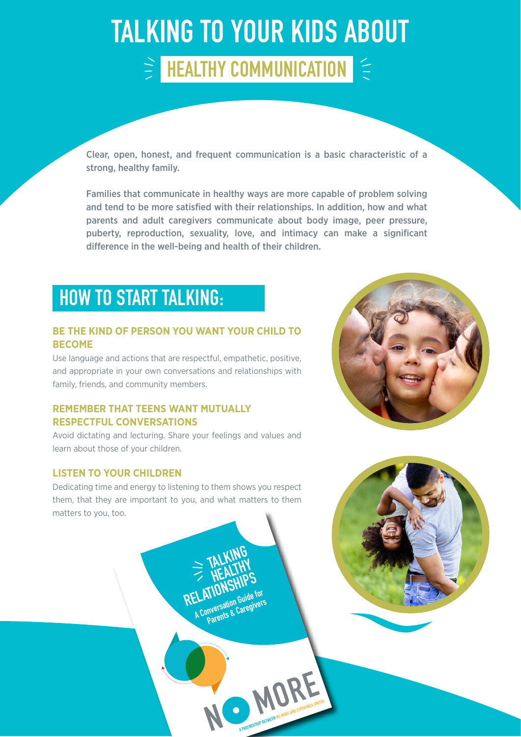# TALKING TO YOUR KIDS ABOUT

## HEALTHY COMMUNICATION

Clear, open, honest, and frequent communication is a basic characteristic of a strong, healthy family.

Families that communicate in healthy ways are more capable of problem solving and tend to be more satisfied with their relationships. In addition, how and what parents and adult caregivers communicate about body image, peer pressure, puberty, reproduction, sexuality, love, and intimacy can make a significant difference in the well-being and health of their children.

## HOW TO START TALKING:

### BE THE KIND OF PERSON YOU WANT YOUR CHILD TO BECOME

Use language and actions that are respectful, empathetic, positive, and appropriate in your own conversations and relationships with family, friends, and community members.

### REMEMBER THAT TEENS WANT MUTUALLY RESPECTFUL CONVERSATIONS

Avoid dictating and lecturing. Share your feelings and values and learn about those of your children.

### LISTEN TO YOUR CHILDREN

Dedicating time and energy to listening to them shows you respect them, that they are important to you, and what matters to them matters to you, too.

TALKING HEALTHY RELATIONSHIPS
A Conversation Guide for Parents & Caregivers

NO MORE
A PARTNERSHIP BETWEEN NO MORE AND ESPERANZA UNITED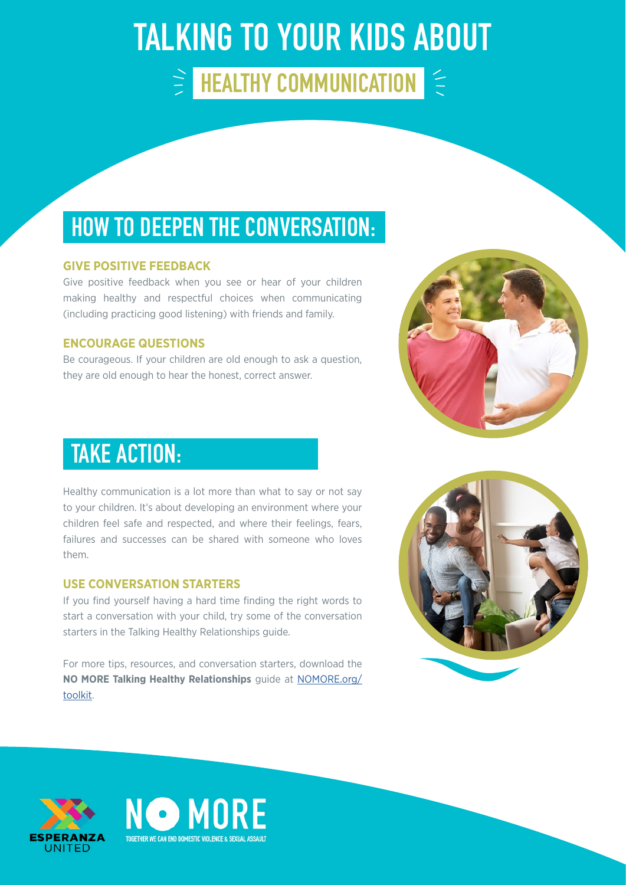# TALKING TO YOUR KIDS ABOUT

## HEALTHY COMMUNICATION

## HOW TO DEEPEN THE CONVERSATION:

### GIVE POSITIVE FEEDBACK

Give positive feedback when you see or hear of your children making healthy and respectful choices when communicating (including practicing good listening) with friends and family.

### ENCOURAGE QUESTIONS

Be courageous. If your children are old enough to ask a question, they are old enough to hear the honest, correct answer.

## TAKE ACTION:

Healthy communication is a lot more than what to say or not say to your children. It's about developing an environment where your children feel safe and respected, and where their feelings, fears, failures and successes can be shared with someone who loves them.

### USE CONVERSATION STARTERS

If you find yourself having a hard time finding the right words to start a conversation with your child, try some of the conversation starters in the Talking Healthy Relationships guide.

For more tips, resources, and conversation starters, download the **NO MORE Talking Healthy Relationships** guide at [NOMORE.org/toolkit](NOMORE.org/toolkit).

ESPERANZA UNITED

NO MORE
TOGETHER WE CAN END DOMESTIC VIOLENCE & SEXUAL ASSAULT